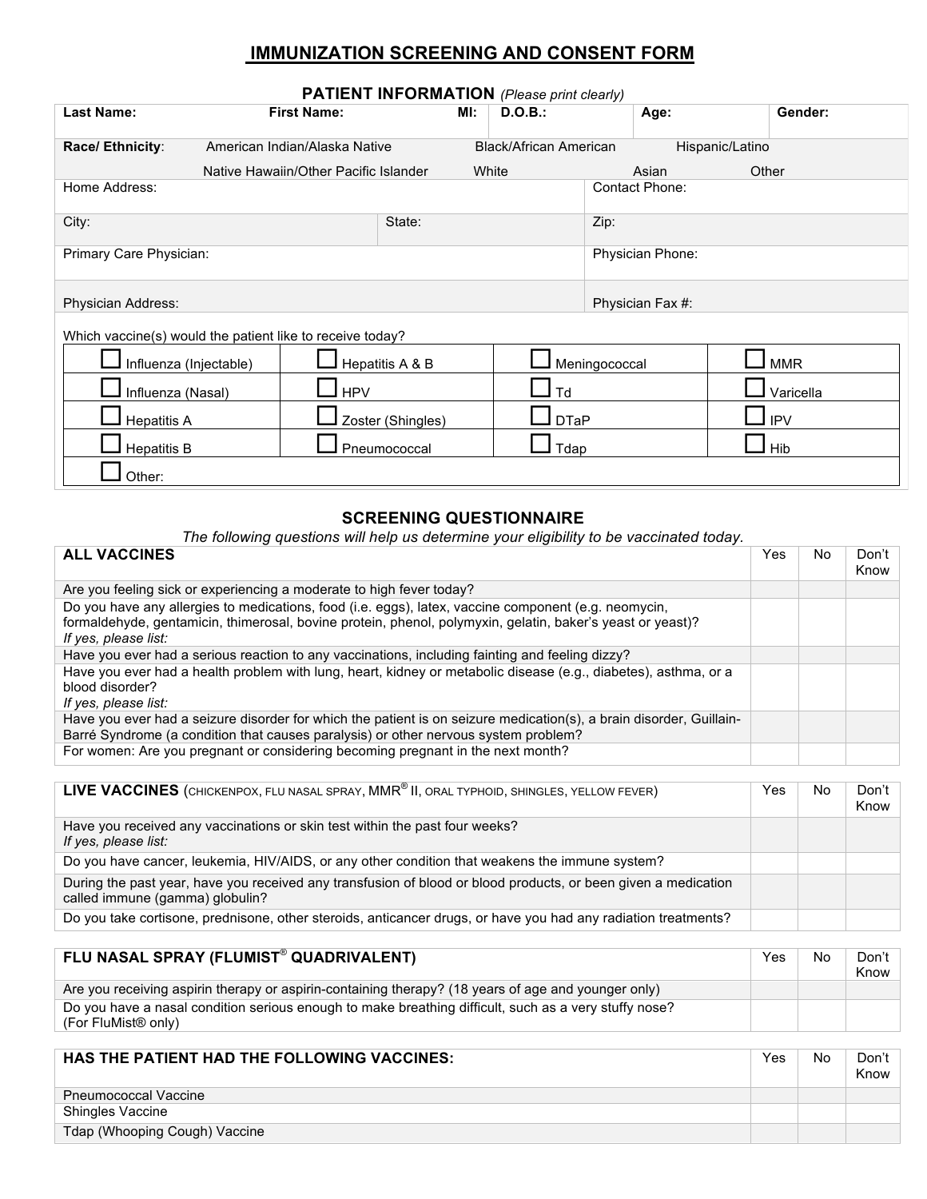# IMMUNIZATION SCREENING AND CONSENT FORM

## PATIENT INFORMATION *(Please print clearly)*

| Last Name: | First Name: | MI: | D.O.B.: | Age: | Gender: |
|---|---|---|---|---|---|
| **Race/ Ethnicity**: American Indian/Alaska Native; Black/African American; Hispanic/Latino; Native Hawaiin/Other Pacific Islander; White; Asian; Other | | | | | |
| Home Address: | | | Contact Phone: | | |
| City: | State: | | Zip: | | |
| Primary Care Physician: | | | Physician Phone: | | |
| Physician Address: | | | Physician Fax #: | | |

Which vaccine(s) would the patient like to receive today?

| | | | |
|---|---|---|---|
| ☐ Influenza (Injectable) | ☐ Hepatitis A & B | ☐ Meningococcal | ☐ MMR |
| ☐ Influenza (Nasal) | ☐ HPV | ☐ Td | ☐ Varicella |
| ☐ Hepatitis A | ☐ Zoster (Shingles) | ☐ DTaP | ☐ IPV |
| ☐ Hepatitis B | ☐ Pneumococcal | ☐ Tdap | ☐ Hib |
| ☐ Other: | | | |

## SCREENING QUESTIONNAIRE

*The following questions will help us determine your eligibility to be vaccinated today.*

| **ALL VACCINES** | Yes | No | Don't Know |
|---|---|---|---|
| Are you feeling sick or experiencing a moderate to high fever today? | | | |
| Do you have any allergies to medications, food (i.e. eggs), latex, vaccine component (e.g. neomycin, formaldehyde, gentamicin, thimerosal, bovine protein, phenol, polymyxin, gelatin, baker's yeast or yeast)? *If yes, please list:* | | | |
| Have you ever had a serious reaction to any vaccinations, including fainting and feeling dizzy? | | | |
| Have you ever had a health problem with lung, heart, kidney or metabolic disease (e.g., diabetes), asthma, or a blood disorder? *If yes, please list:* | | | |
| Have you ever had a seizure disorder for which the patient is on seizure medication(s), a brain disorder, Guillain-Barré Syndrome (a condition that causes paralysis) or other nervous system problem? | | | |
| For women: Are you pregnant or considering becoming pregnant in the next month? | | | |

| **LIVE VACCINES** (CHICKENPOX, FLU NASAL SPRAY, MMR® II, ORAL TYPHOID, SHINGLES, YELLOW FEVER) | Yes | No | Don't Know |
|---|---|---|---|
| Have you received any vaccinations or skin test within the past four weeks? *If yes, please list:* | | | |
| Do you have cancer, leukemia, HIV/AIDS, or any other condition that weakens the immune system? | | | |
| During the past year, have you received any transfusion of blood or blood products, or been given a medication called immune (gamma) globulin? | | | |
| Do you take cortisone, prednisone, other steroids, anticancer drugs, or have you had any radiation treatments? | | | |

| **FLU NASAL SPRAY (FLUMIST® QUADRIVALENT)** | Yes | No | Don't Know |
|---|---|---|---|
| Are you receiving aspirin therapy or aspirin-containing therapy? (18 years of age and younger only) | | | |
| Do you have a nasal condition serious enough to make breathing difficult, such as a very stuffy nose? (For FluMist® only) | | | |

| **HAS THE PATIENT HAD THE FOLLOWING VACCINES:** | Yes | No | Don't Know |
|---|---|---|---|
| Pneumococcal Vaccine | | | |
| Shingles Vaccine | | | |
| Tdap (Whooping Cough) Vaccine | | | |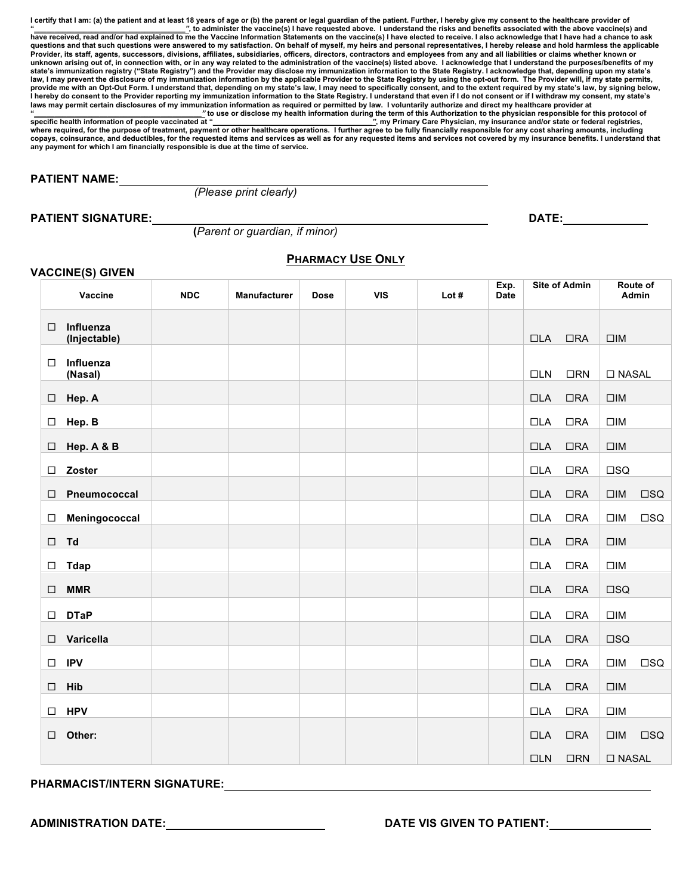**I certify that I am: (a) the patient and at least 18 years of age or (b) the parent or legal guardian of the patient. Further, I hereby give my consent to the healthcare provider of "\_\_\_\_\_\_\_\_\_\_\_\_\_\_\_\_\_\_\_\_\_\_\_\_\_\_\_\_\_\_\_\_\_\_", to administer the vaccine(s) I have requested above. I understand the risks and benefits associated with the above vaccine(s) and have received, read and/or had explained to me the Vaccine Information Statements on the vaccine(s) I have elected to receive. I also acknowledge that I have had a chance to ask questions and that such questions were answered to my satisfaction. On behalf of myself, my heirs and personal representatives, I hereby release and hold harmless the applicable Provider, its staff, agents, successors, divisions, affiliates, subsidiaries, officers, directors, contractors and employees from any and all liabilities or claims whether known or unknown arising out of, in connection with, or in any way related to the administration of the vaccine(s) listed above. I acknowledge that I understand the purposes/benefits of my state's immunization registry ("State Registry") and the Provider may disclose my immunization information to the State Registry. I acknowledge that, depending upon my state's law, I may prevent the disclosure of my immunization information by the applicable Provider to the State Registry by using the opt-out form. The Provider will, if my state permits, provide me with an Opt-Out Form. I understand that, depending on my state's law, I may need to specifically consent, and to the extent required by my state's law, by signing below, I hereby do consent to the Provider reporting my immunization information to the State Registry. I understand that even if I do not consent or if I withdraw my consent, my state's laws may permit certain disclosures of my immunization information as required or permitted by law. I voluntarily authorize and direct my healthcare provider at "\_\_\_\_\_\_\_\_\_\_\_\_\_\_\_\_\_\_\_\_\_\_\_\_\_\_\_\_\_\_\_\_\_\_\_\_\_\_" to use or disclose my health information during the term of this Authorization to the physician responsible for this protocol of specific health information of people vaccinated at "\_\_\_\_\_\_\_\_\_\_\_\_\_\_\_\_\_\_\_\_\_\_\_\_\_\_\_\_\_\_\_\_\_\_\_\_\_\_", my Primary Care Physician, my insurance and/or state or federal registries, where required, for the purpose of treatment, payment or other healthcare operations. I further agree to be fully financially responsible for any cost sharing amounts, including copays, coinsurance, and deductibles, for the requested items and services as well as for any requested items and services not covered by my insurance benefits. I understand that any payment for which I am financially responsible is due at the time of service.**

**PATIENT NAME:** \_\_\_\_\_\_\_\_\_\_\_\_\_\_\_\_\_\_\_\_\_\_\_\_\_\_\_\_\_\_\_\_\_\_\_\_\_\_\_\_\_\_\_\_\_\_\_\_
*(Please print clearly)*

**PATIENT SIGNATURE:** \_\_\_\_\_\_\_\_\_\_\_\_\_\_\_\_\_\_\_\_\_\_\_\_\_\_\_\_\_\_\_\_\_\_\_\_\_\_\_\_\_\_\_\_\_\_\_\_ **DATE:** \_\_\_\_\_\_\_\_\_\_\_\_
(*Parent or guardian, if minor)*

## PHARMACY USE ONLY

**VACCINE(S) GIVEN**

| Vaccine | NDC | Manufacturer | Dose | VIS | Lot # | Exp. Date | Site of Admin | Route of Admin |
|---|---|---|---|---|---|---|---|---|
| ☐ **Influenza (Injectable)** | | | | | | | ☐LA ☐RA | ☐IM |
| ☐ **Influenza (Nasal)** | | | | | | | ☐LN ☐RN | ☐ NASAL |
| ☐ **Hep. A** | | | | | | | ☐LA ☐RA | ☐IM |
| ☐ **Hep. B** | | | | | | | ☐LA ☐RA | ☐IM |
| ☐ **Hep. A & B** | | | | | | | ☐LA ☐RA | ☐IM |
| ☐ **Zoster** | | | | | | | ☐LA ☐RA | ☐SQ |
| ☐ **Pneumococcal** | | | | | | | ☐LA ☐RA | ☐IM ☐SQ |
| ☐ **Meningococcal** | | | | | | | ☐LA ☐RA | ☐IM ☐SQ |
| ☐ **Td** | | | | | | | ☐LA ☐RA | ☐IM |
| ☐ **Tdap** | | | | | | | ☐LA ☐RA | ☐IM |
| ☐ **MMR** | | | | | | | ☐LA ☐RA | ☐SQ |
| ☐ **DTaP** | | | | | | | ☐LA ☐RA | ☐IM |
| ☐ **Varicella** | | | | | | | ☐LA ☐RA | ☐SQ |
| ☐ **IPV** | | | | | | | ☐LA ☐RA | ☐IM ☐SQ |
| ☐ **Hib** | | | | | | | ☐LA ☐RA | ☐IM |
| ☐ **HPV** | | | | | | | ☐LA ☐RA | ☐IM |
| ☐ **Other:** | | | | | | | ☐LA ☐RA ☐LN ☐RN | ☐IM ☐SQ ☐ NASAL |

**PHARMACIST/INTERN SIGNATURE:** \_\_\_\_\_\_\_\_\_\_\_\_\_\_\_\_\_\_\_\_\_\_\_\_\_\_\_\_\_\_\_\_\_\_\_\_\_\_\_\_\_\_\_\_\_\_\_\_

**ADMINISTRATION DATE:** \_\_\_\_\_\_\_\_\_\_\_\_\_\_\_\_\_\_\_\_ **DATE VIS GIVEN TO PATIENT:** \_\_\_\_\_\_\_\_\_\_\_\_\_\_